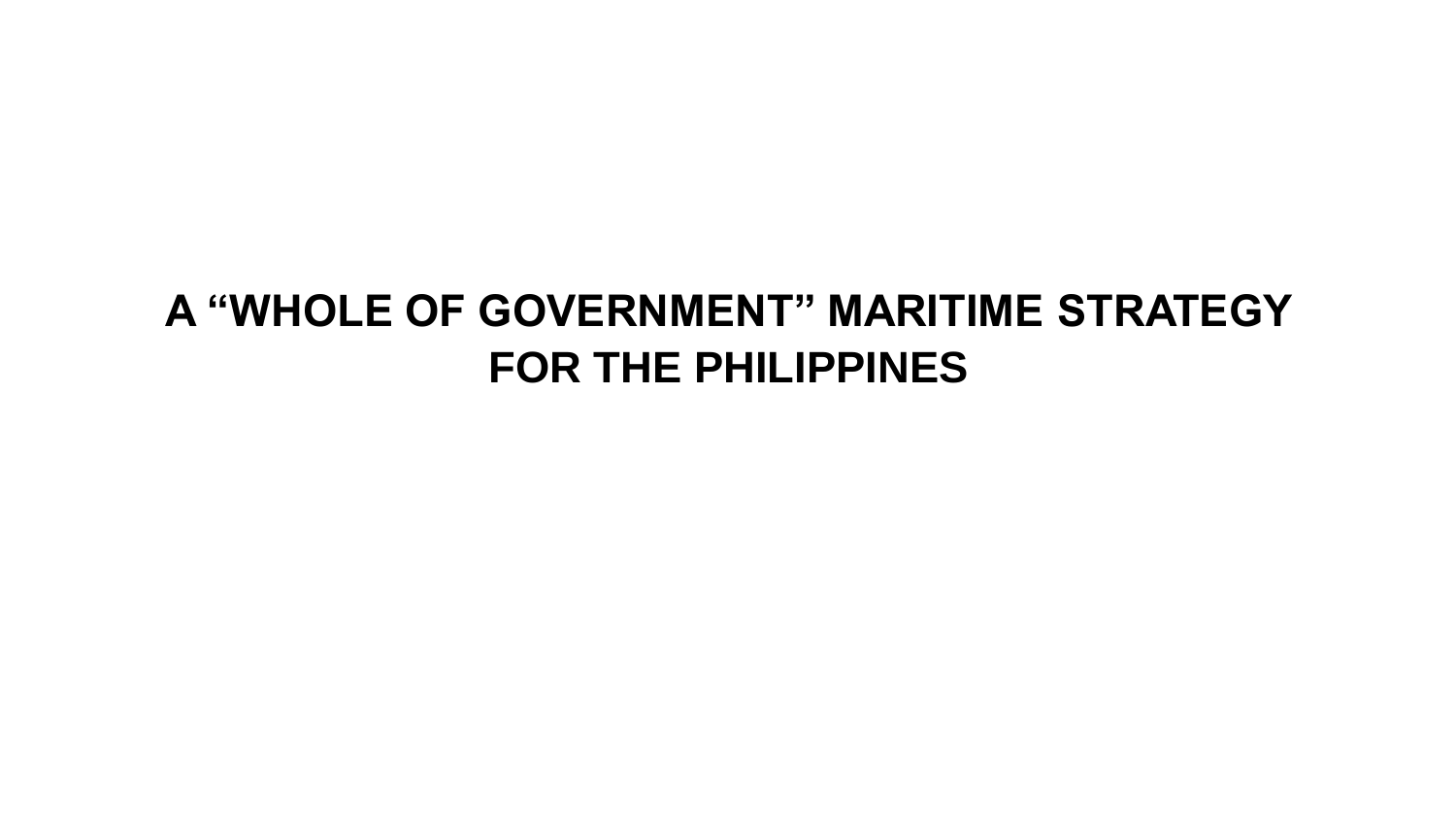# A "WHOLE OF GOVERNMENT" MARITIME STRATEGY FOR THE PHILIPPINES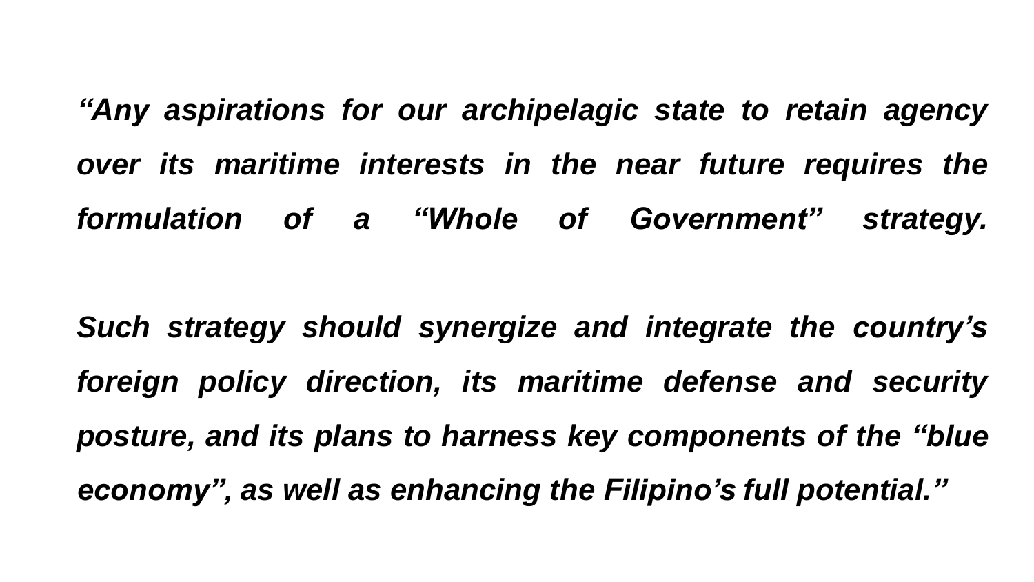***“Any aspirations for our archipelagic state to retain agency over its maritime interests in the near future requires the formulation of a “Whole of Government” strategy.***

***Such strategy should synergize and integrate the country’s foreign policy direction, its maritime defense and security posture, and its plans to harness key components of the “blue economy”, as well as enhancing the Filipino’s full potential.”***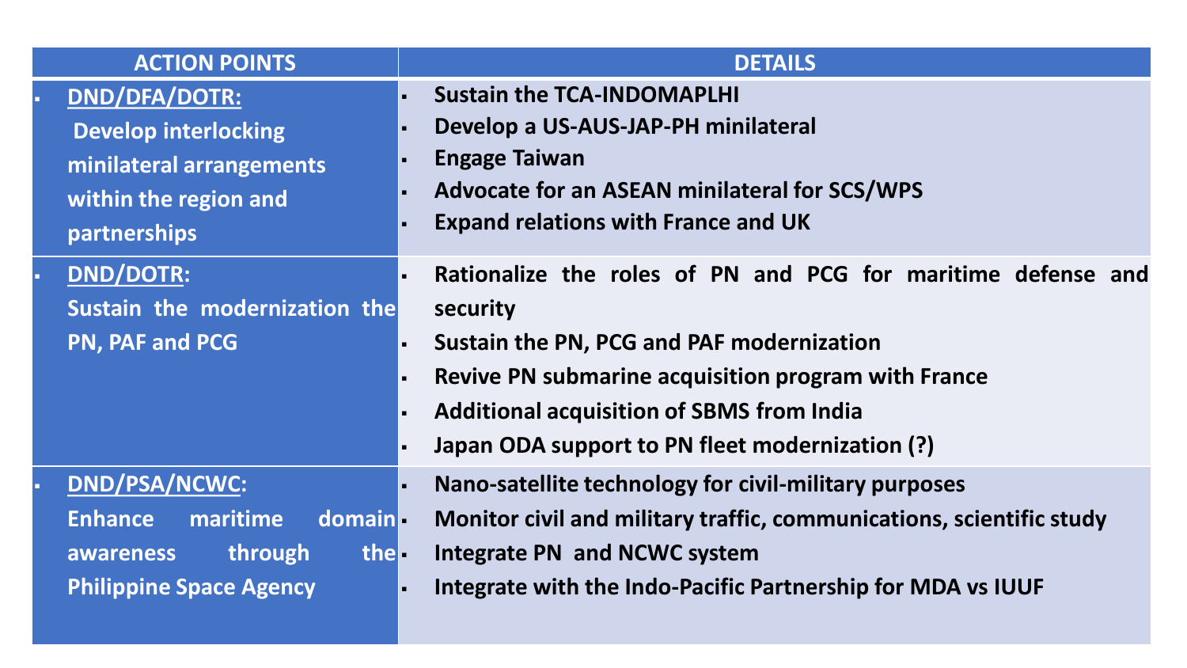| ACTION POINTS | DETAILS |
|---|---|
| ▪ **DND/DFA/DOTR:** Develop interlocking minilateral arrangements within the region and partnerships | ▪ Sustain the TCA-INDOMAPLHI<br>▪ Develop a US-AUS-JAP-PH minilateral<br>▪ Engage Taiwan<br>▪ Advocate for an ASEAN minilateral for SCS/WPS<br>▪ Expand relations with France and UK |
| ▪ **DND/DOTR**: Sustain the modernization the PN, PAF and PCG | ▪ Rationalize the roles of PN and PCG for maritime defense and security<br>▪ Sustain the PN, PCG and PAF modernization<br>▪ Revive PN submarine acquisition program with France<br>▪ Additional acquisition of SBMS from India<br>▪ Japan ODA support to PN fleet modernization (?) |
| ▪ **DND/PSA/NCWC**: Enhance maritime domain awareness through the Philippine Space Agency | ▪ Nano-satellite technology for civil-military purposes<br>▪ Monitor civil and military traffic, communications, scientific study<br>▪ Integrate PN and NCWC system<br>▪ Integrate with the Indo-Pacific Partnership for MDA vs IUUF |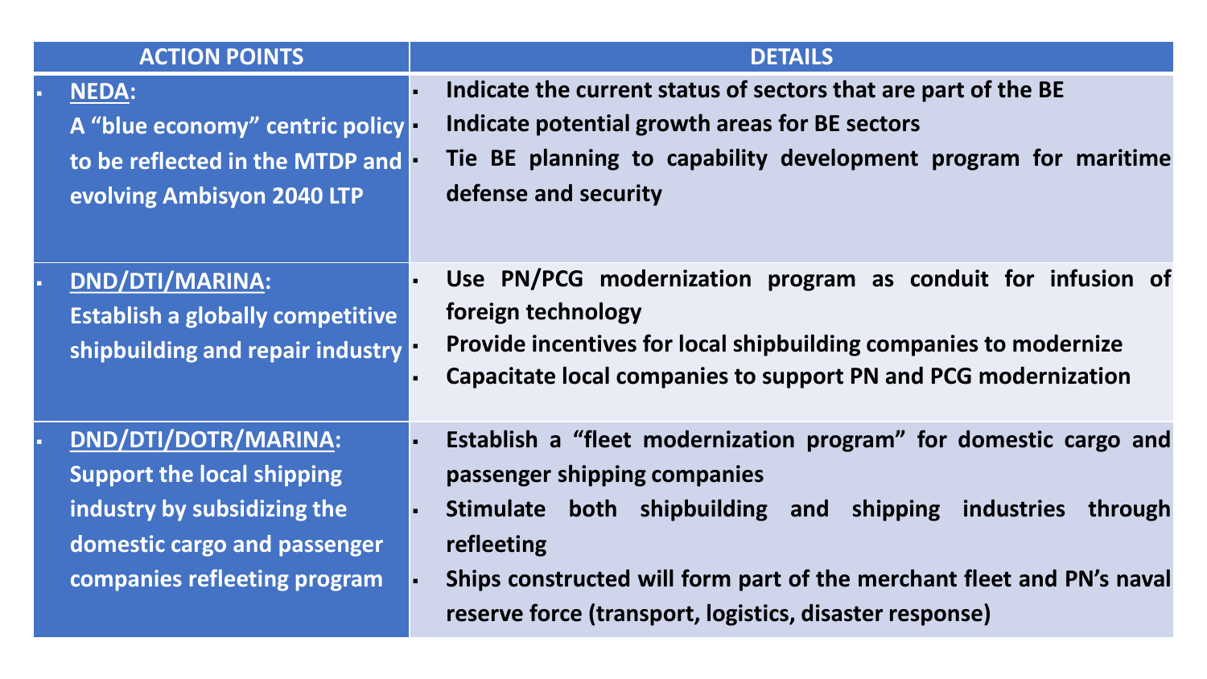| ACTION POINTS | DETAILS |
| --- | --- |
| ▪ **<u>NEDA</u>:** A "blue economy" centric policy to be reflected in the MTDP and evolving Ambisyon 2040 LTP | ▪ Indicate the current status of sectors that are part of the BE<br>▪ Indicate potential growth areas for BE sectors<br>▪ Tie BE planning to capability development program for maritime defense and security |
| ▪ **<u>DND/DTI/MARINA</u>:** Establish a globally competitive shipbuilding and repair industry | ▪ Use PN/PCG modernization program as conduit for infusion of foreign technology<br>▪ Provide incentives for local shipbuilding companies to modernize<br>▪ Capacitate local companies to support PN and PCG modernization |
| ▪ **<u>DND/DTI/DOTR/MARINA</u>:** Support the local shipping industry by subsidizing the domestic cargo and passenger companies refleeting program | ▪ Establish a "fleet modernization program" for domestic cargo and passenger shipping companies<br>▪ Stimulate both shipbuilding and shipping industries through refleeting<br>▪ Ships constructed will form part of the merchant fleet and PN's naval reserve force (transport, logistics, disaster response) |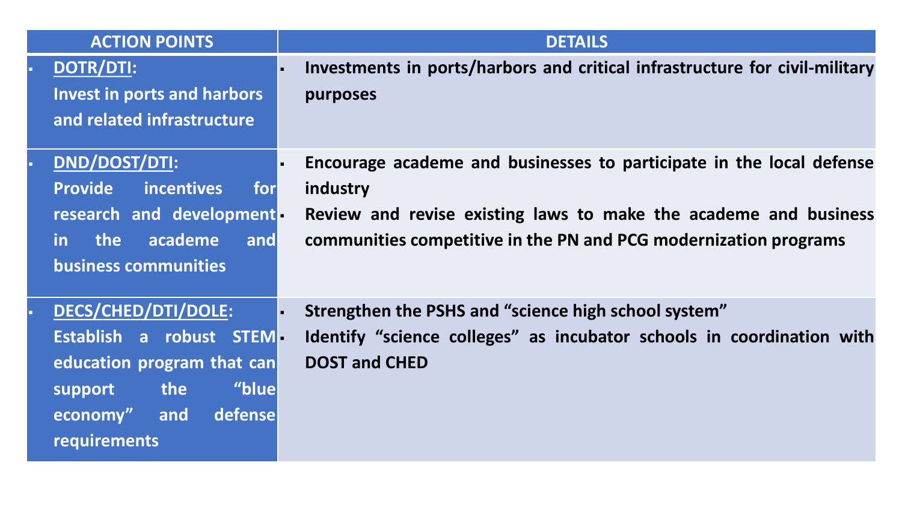| ACTION POINTS | DETAILS |
| --- | --- |
| ▪ **DOTR/DTI**: **Invest in ports and harbors and related infrastructure** | ▪ **Investments in ports/harbors and critical infrastructure for civil-military purposes** |
| ▪ **DND/DOST/DTI**: **Provide incentives for research and development in the academe and business communities** | ▪ **Encourage academe and businesses to participate in the local defense industry**<br>▪ **Review and revise existing laws to make the academe and business communities competitive in the PN and PCG modernization programs** |
| ▪ **DECS/CHED/DTI/DOLE**: **Establish a robust STEM education program that can support the "blue economy" and defense requirements** | ▪ **Strengthen the PSHS and "science high school system"**<br>▪ **Identify "science colleges" as incubator schools in coordination with DOST and CHED** |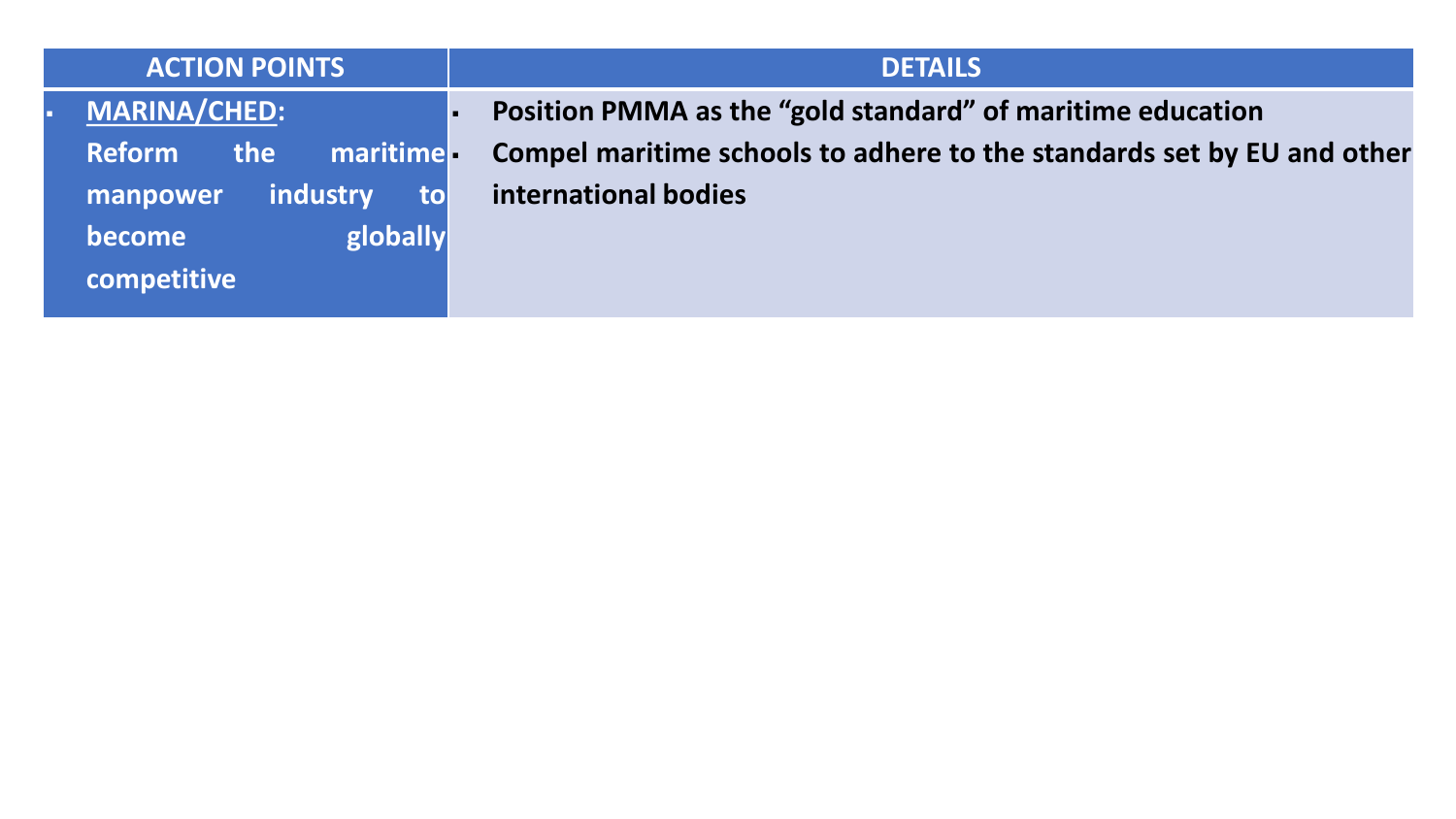| ACTION POINTS | DETAILS |
|---|---|
| ▪ <u>MARINA/CHED</u>: Reform the maritime manpower industry to become globally competitive | ▪ Position PMMA as the "gold standard" of maritime education<br>▪ Compel maritime schools to adhere to the standards set by EU and other international bodies |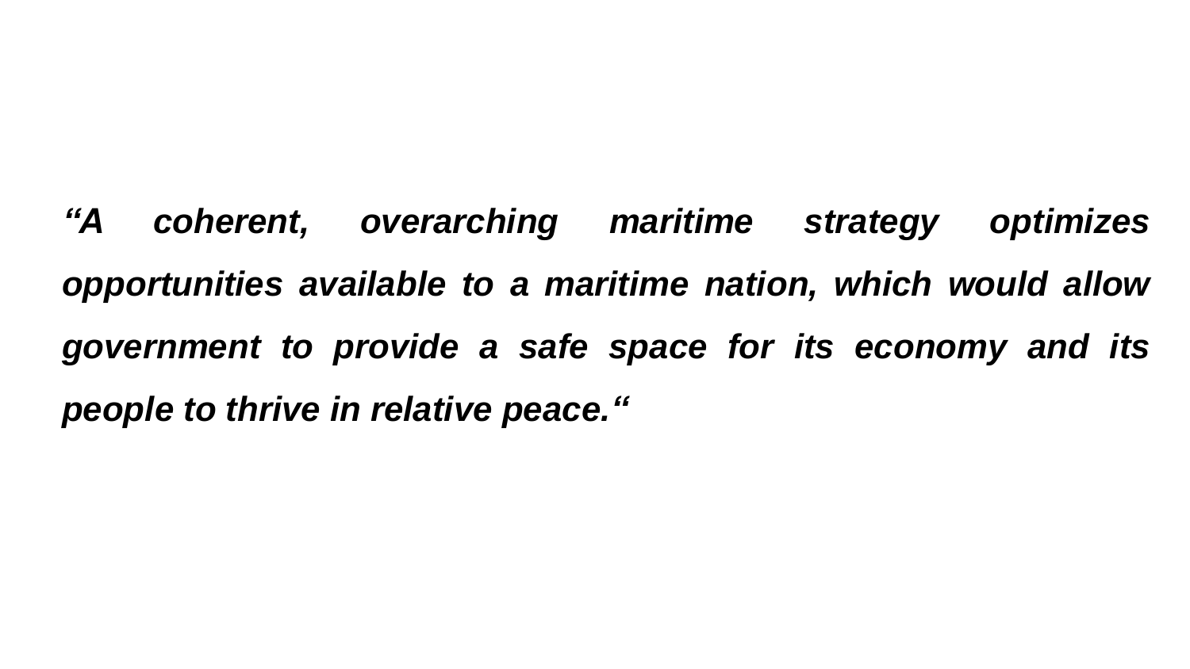***“A coherent, overarching maritime strategy optimizes opportunities available to a maritime nation, which would allow government to provide a safe space for its economy and its people to thrive in relative peace.“***